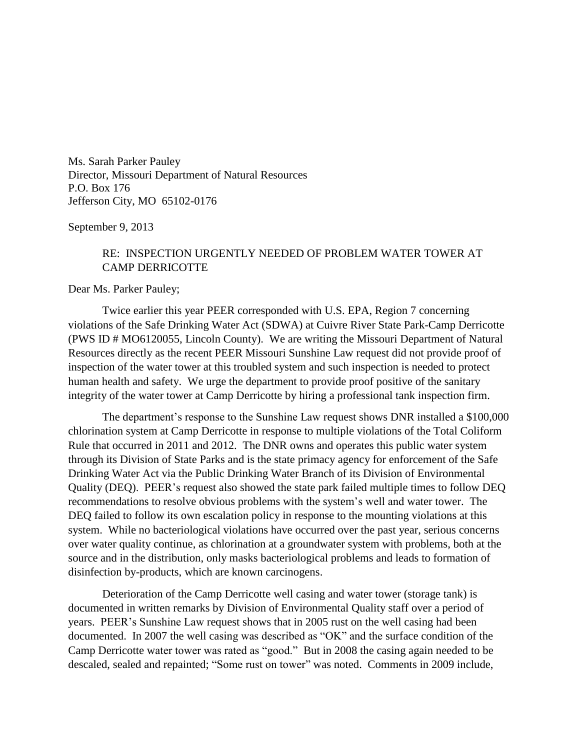Ms. Sarah Parker Pauley
Director, Missouri Department of Natural Resources
P.O. Box 176
Jefferson City, MO 65102-0176

September 9, 2013

RE: INSPECTION URGENTLY NEEDED OF PROBLEM WATER TOWER AT CAMP DERRICOTTE

Dear Ms. Parker Pauley;

Twice earlier this year PEER corresponded with U.S. EPA, Region 7 concerning violations of the Safe Drinking Water Act (SDWA) at Cuivre River State Park-Camp Derricotte (PWS ID # MO6120055, Lincoln County). We are writing the Missouri Department of Natural Resources directly as the recent PEER Missouri Sunshine Law request did not provide proof of inspection of the water tower at this troubled system and such inspection is needed to protect human health and safety. We urge the department to provide proof positive of the sanitary integrity of the water tower at Camp Derricotte by hiring a professional tank inspection firm.

The department's response to the Sunshine Law request shows DNR installed a $100,000 chlorination system at Camp Derricotte in response to multiple violations of the Total Coliform Rule that occurred in 2011 and 2012. The DNR owns and operates this public water system through its Division of State Parks and is the state primacy agency for enforcement of the Safe Drinking Water Act via the Public Drinking Water Branch of its Division of Environmental Quality (DEQ). PEER's request also showed the state park failed multiple times to follow DEQ recommendations to resolve obvious problems with the system's well and water tower. The DEQ failed to follow its own escalation policy in response to the mounting violations at this system. While no bacteriological violations have occurred over the past year, serious concerns over water quality continue, as chlorination at a groundwater system with problems, both at the source and in the distribution, only masks bacteriological problems and leads to formation of disinfection by-products, which are known carcinogens.

Deterioration of the Camp Derricotte well casing and water tower (storage tank) is documented in written remarks by Division of Environmental Quality staff over a period of years. PEER's Sunshine Law request shows that in 2005 rust on the well casing had been documented. In 2007 the well casing was described as "OK" and the surface condition of the Camp Derricotte water tower was rated as "good." But in 2008 the casing again needed to be descaled, sealed and repainted; "Some rust on tower" was noted. Comments in 2009 include,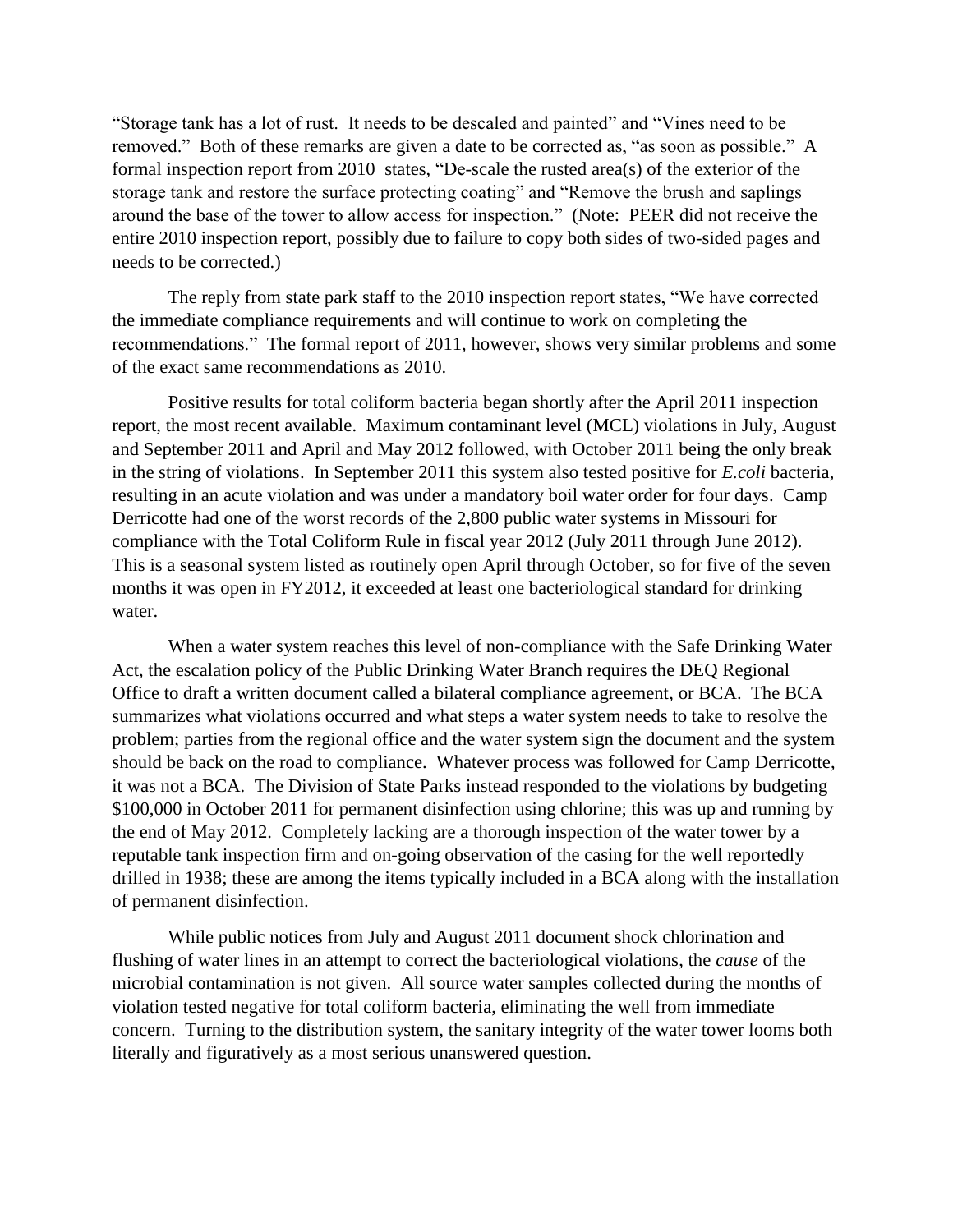"Storage tank has a lot of rust. It needs to be descaled and painted" and "Vines need to be removed." Both of these remarks are given a date to be corrected as, "as soon as possible." A formal inspection report from 2010 states, "De-scale the rusted area(s) of the exterior of the storage tank and restore the surface protecting coating" and "Remove the brush and saplings around the base of the tower to allow access for inspection." (Note: PEER did not receive the entire 2010 inspection report, possibly due to failure to copy both sides of two-sided pages and needs to be corrected.)

The reply from state park staff to the 2010 inspection report states, "We have corrected the immediate compliance requirements and will continue to work on completing the recommendations." The formal report of 2011, however, shows very similar problems and some of the exact same recommendations as 2010.

Positive results for total coliform bacteria began shortly after the April 2011 inspection report, the most recent available. Maximum contaminant level (MCL) violations in July, August and September 2011 and April and May 2012 followed, with October 2011 being the only break in the string of violations. In September 2011 this system also tested positive for *E.coli* bacteria, resulting in an acute violation and was under a mandatory boil water order for four days. Camp Derricotte had one of the worst records of the 2,800 public water systems in Missouri for compliance with the Total Coliform Rule in fiscal year 2012 (July 2011 through June 2012). This is a seasonal system listed as routinely open April through October, so for five of the seven months it was open in FY2012, it exceeded at least one bacteriological standard for drinking water.

When a water system reaches this level of non-compliance with the Safe Drinking Water Act, the escalation policy of the Public Drinking Water Branch requires the DEQ Regional Office to draft a written document called a bilateral compliance agreement, or BCA. The BCA summarizes what violations occurred and what steps a water system needs to take to resolve the problem; parties from the regional office and the water system sign the document and the system should be back on the road to compliance. Whatever process was followed for Camp Derricotte, it was not a BCA. The Division of State Parks instead responded to the violations by budgeting $100,000 in October 2011 for permanent disinfection using chlorine; this was up and running by the end of May 2012. Completely lacking are a thorough inspection of the water tower by a reputable tank inspection firm and on-going observation of the casing for the well reportedly drilled in 1938; these are among the items typically included in a BCA along with the installation of permanent disinfection.

While public notices from July and August 2011 document shock chlorination and flushing of water lines in an attempt to correct the bacteriological violations, the *cause* of the microbial contamination is not given. All source water samples collected during the months of violation tested negative for total coliform bacteria, eliminating the well from immediate concern. Turning to the distribution system, the sanitary integrity of the water tower looms both literally and figuratively as a most serious unanswered question.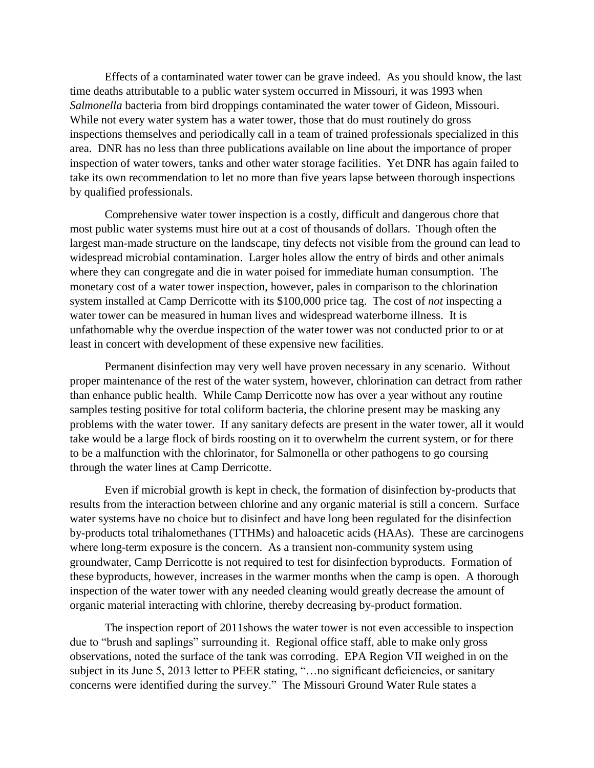Effects of a contaminated water tower can be grave indeed. As you should know, the last time deaths attributable to a public water system occurred in Missouri, it was 1993 when *Salmonella* bacteria from bird droppings contaminated the water tower of Gideon, Missouri. While not every water system has a water tower, those that do must routinely do gross inspections themselves and periodically call in a team of trained professionals specialized in this area. DNR has no less than three publications available on line about the importance of proper inspection of water towers, tanks and other water storage facilities. Yet DNR has again failed to take its own recommendation to let no more than five years lapse between thorough inspections by qualified professionals.

Comprehensive water tower inspection is a costly, difficult and dangerous chore that most public water systems must hire out at a cost of thousands of dollars. Though often the largest man-made structure on the landscape, tiny defects not visible from the ground can lead to widespread microbial contamination. Larger holes allow the entry of birds and other animals where they can congregate and die in water poised for immediate human consumption. The monetary cost of a water tower inspection, however, pales in comparison to the chlorination system installed at Camp Derricotte with its $100,000 price tag. The cost of *not* inspecting a water tower can be measured in human lives and widespread waterborne illness. It is unfathomable why the overdue inspection of the water tower was not conducted prior to or at least in concert with development of these expensive new facilities.

Permanent disinfection may very well have proven necessary in any scenario. Without proper maintenance of the rest of the water system, however, chlorination can detract from rather than enhance public health. While Camp Derricotte now has over a year without any routine samples testing positive for total coliform bacteria, the chlorine present may be masking any problems with the water tower. If any sanitary defects are present in the water tower, all it would take would be a large flock of birds roosting on it to overwhelm the current system, or for there to be a malfunction with the chlorinator, for Salmonella or other pathogens to go coursing through the water lines at Camp Derricotte.

Even if microbial growth is kept in check, the formation of disinfection by-products that results from the interaction between chlorine and any organic material is still a concern. Surface water systems have no choice but to disinfect and have long been regulated for the disinfection by-products total trihalomethanes (TTHMs) and haloacetic acids (HAAs). These are carcinogens where long-term exposure is the concern. As a transient non-community system using groundwater, Camp Derricotte is not required to test for disinfection byproducts. Formation of these byproducts, however, increases in the warmer months when the camp is open. A thorough inspection of the water tower with any needed cleaning would greatly decrease the amount of organic material interacting with chlorine, thereby decreasing by-product formation.

The inspection report of 2011shows the water tower is not even accessible to inspection due to "brush and saplings" surrounding it. Regional office staff, able to make only gross observations, noted the surface of the tank was corroding. EPA Region VII weighed in on the subject in its June 5, 2013 letter to PEER stating, "…no significant deficiencies, or sanitary concerns were identified during the survey." The Missouri Ground Water Rule states a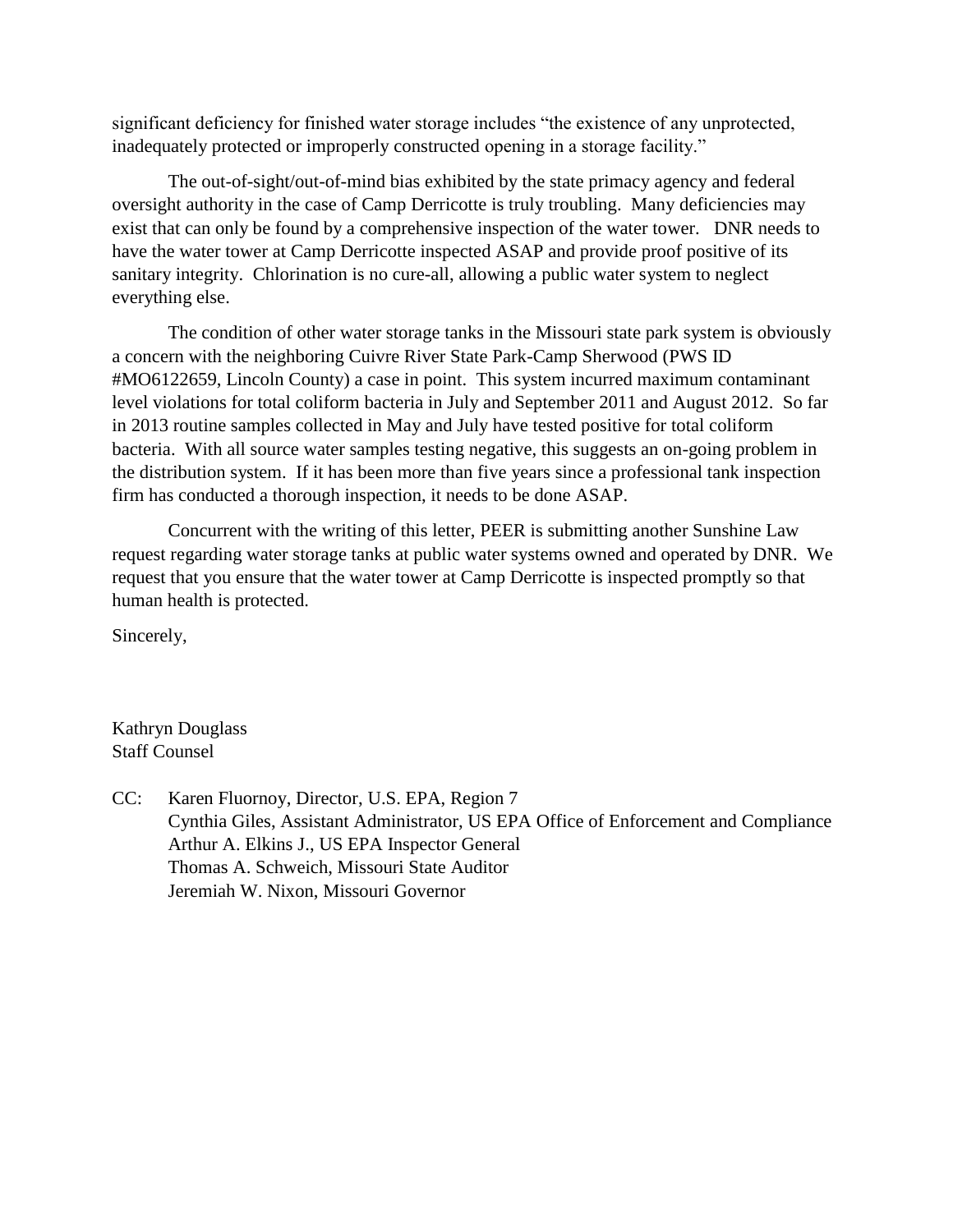significant deficiency for finished water storage includes "the existence of any unprotected, inadequately protected or improperly constructed opening in a storage facility."

The out-of-sight/out-of-mind bias exhibited by the state primacy agency and federal oversight authority in the case of Camp Derricotte is truly troubling. Many deficiencies may exist that can only be found by a comprehensive inspection of the water tower. DNR needs to have the water tower at Camp Derricotte inspected ASAP and provide proof positive of its sanitary integrity. Chlorination is no cure-all, allowing a public water system to neglect everything else.

The condition of other water storage tanks in the Missouri state park system is obviously a concern with the neighboring Cuivre River State Park-Camp Sherwood (PWS ID #MO6122659, Lincoln County) a case in point. This system incurred maximum contaminant level violations for total coliform bacteria in July and September 2011 and August 2012. So far in 2013 routine samples collected in May and July have tested positive for total coliform bacteria. With all source water samples testing negative, this suggests an on-going problem in the distribution system. If it has been more than five years since a professional tank inspection firm has conducted a thorough inspection, it needs to be done ASAP.

Concurrent with the writing of this letter, PEER is submitting another Sunshine Law request regarding water storage tanks at public water systems owned and operated by DNR. We request that you ensure that the water tower at Camp Derricotte is inspected promptly so that human health is protected.

Sincerely,

Kathryn Douglass
Staff Counsel

CC: Karen Fluornoy, Director, U.S. EPA, Region 7
Cynthia Giles, Assistant Administrator, US EPA Office of Enforcement and Compliance
Arthur A. Elkins J., US EPA Inspector General
Thomas A. Schweich, Missouri State Auditor
Jeremiah W. Nixon, Missouri Governor